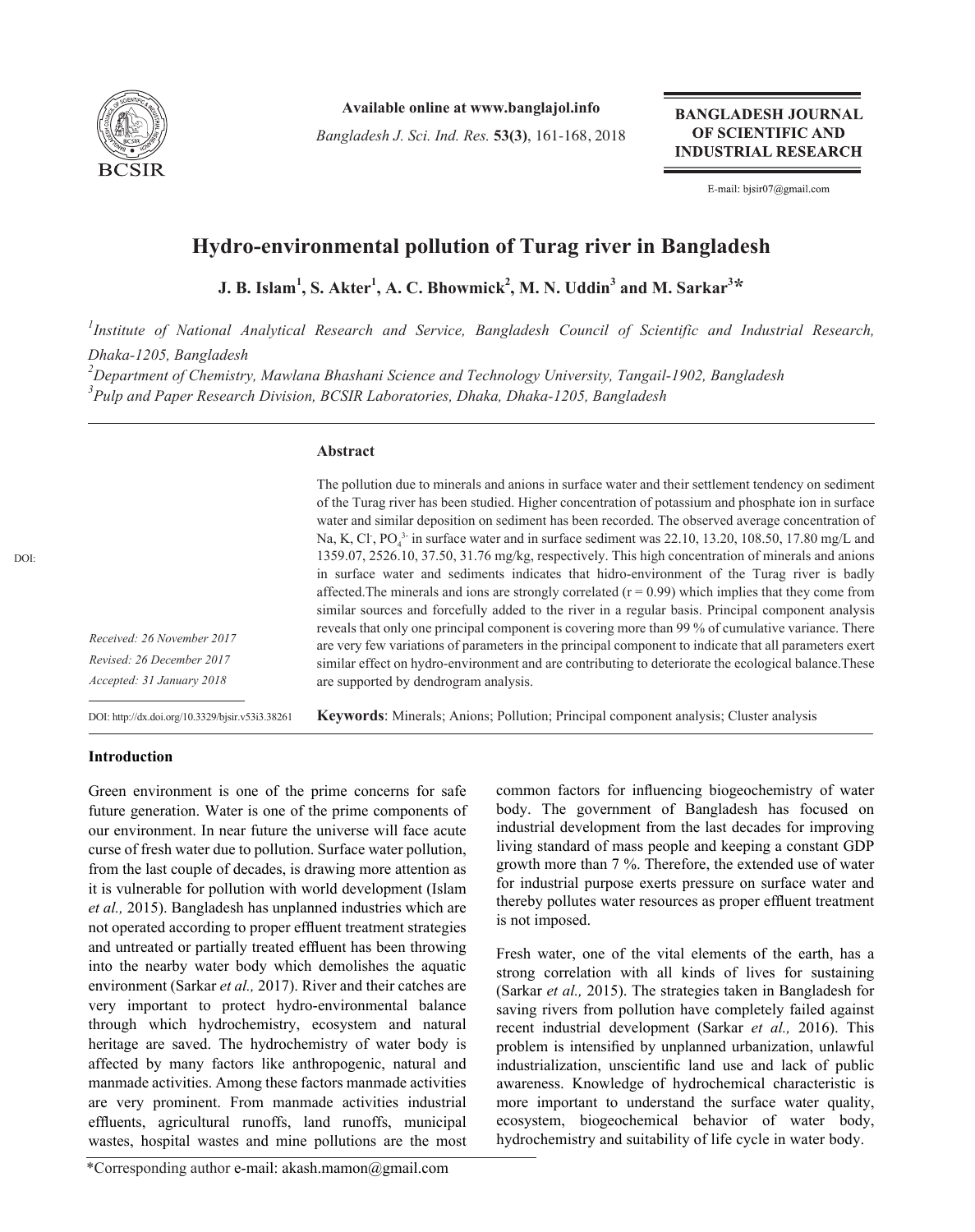Available online at www.banglajol.info

BANGLADESH JOURNAL OF SCIENTIFIC AND INDUSTRIAL RESEARCH

E-mail: bjsir07@gmail.com

# Hydro-environmental pollution of Turag river in Bangladesh

**J. B. Islam[1], S. Akter[1], A. C. Bhowmick[2], M. N. Uddin[3] and M. Sarkar[3]***

[1]*Institute of National Analytical Research and Service, Bangladesh Council of Scientific and Industrial Research, Dhaka-1205, Bangladesh*

[2]*Department of Chemistry, Mawlana Bhashani Science and Technology University, Tangail-1902, Bangladesh*

[3]*Pulp and Paper Research Division, BCSIR Laboratories, Dhaka, Dhaka-1205, Bangladesh*

*Received: 26 November 2017*

*Revised: 26 December 2017*

*Accepted: 31 January 2018*

DOI: http://dx.doi.org/10.3329/bjsir.v53i3.38261

## Abstract

The pollution due to minerals and anions in surface water and their settlement tendency on sediment of the Turag river has been studied. Higher concentration of potassium and phosphate ion in surface water and similar deposition on sediment has been recorded. The observed average concentration of Na, K, $Cl^-$, $PO_4^{3-}$ in surface water and in surface sediment was 22.10, 13.20, 108.50, 17.80 mg/L and 1359.07, 2526.10, 37.50, 31.76 mg/kg, respectively. This high concentration of minerals and anions in surface water and sediments indicates that hidro-environment of the Turag river is badly affected.The minerals and ions are strongly correlated (r = 0.99) which implies that they come from similar sources and forcefully added to the river in a regular basis. Principal component analysis reveals that only one principal component is covering more than 99 % of cumulative variance. There are very few variations of parameters in the principal component to indicate that all parameters exert similar effect on hydro-environment and are contributing to deteriorate the ecological balance.These are supported by dendrogram analysis.

**Keywords**: Minerals; Anions; Pollution; Principal component analysis; Cluster analysis

## Introduction

Green environment is one of the prime concerns for safe future generation. Water is one of the prime components of our environment. In near future the universe will face acute curse of fresh water due to pollution. Surface water pollution, from the last couple of decades, is drawing more attention as it is vulnerable for pollution with world development (Islam *et al.,* 2015). Bangladesh has unplanned industries which are not operated according to proper effluent treatment strategies and untreated or partially treated effluent has been throwing into the nearby water body which demolishes the aquatic environment (Sarkar *et al.,* 2017). River and their catches are very important to protect hydro-environmental balance through which hydrochemistry, ecosystem and natural heritage are saved. The hydrochemistry of water body is affected by many factors like anthropogenic, natural and manmade activities. Among these factors manmade activities are very prominent. From manmade activities industrial effluents, agricultural runoffs, land runoffs, municipal wastes, hospital wastes and mine pollutions are the most common factors for influencing biogeochemistry of water body. The government of Bangladesh has focused on industrial development from the last decades for improving living standard of mass people and keeping a constant GDP growth more than 7 %. Therefore, the extended use of water for industrial purpose exerts pressure on surface water and thereby pollutes water resources as proper effluent treatment is not imposed.

Fresh water, one of the vital elements of the earth, has a strong correlation with all kinds of lives for sustaining (Sarkar *et al.,* 2015). The strategies taken in Bangladesh for saving rivers from pollution have completely failed against recent industrial development (Sarkar *et al.,* 2016). This problem is intensified by unplanned urbanization, unlawful industrialization, unscientific land use and lack of public awareness. Knowledge of hydrochemical characteristic is more important to understand the surface water quality, ecosystem, biogeochemical behavior of water body, hydrochemistry and suitability of life cycle in water body.

*Corresponding author e-mail: akash.mamon@gmail.com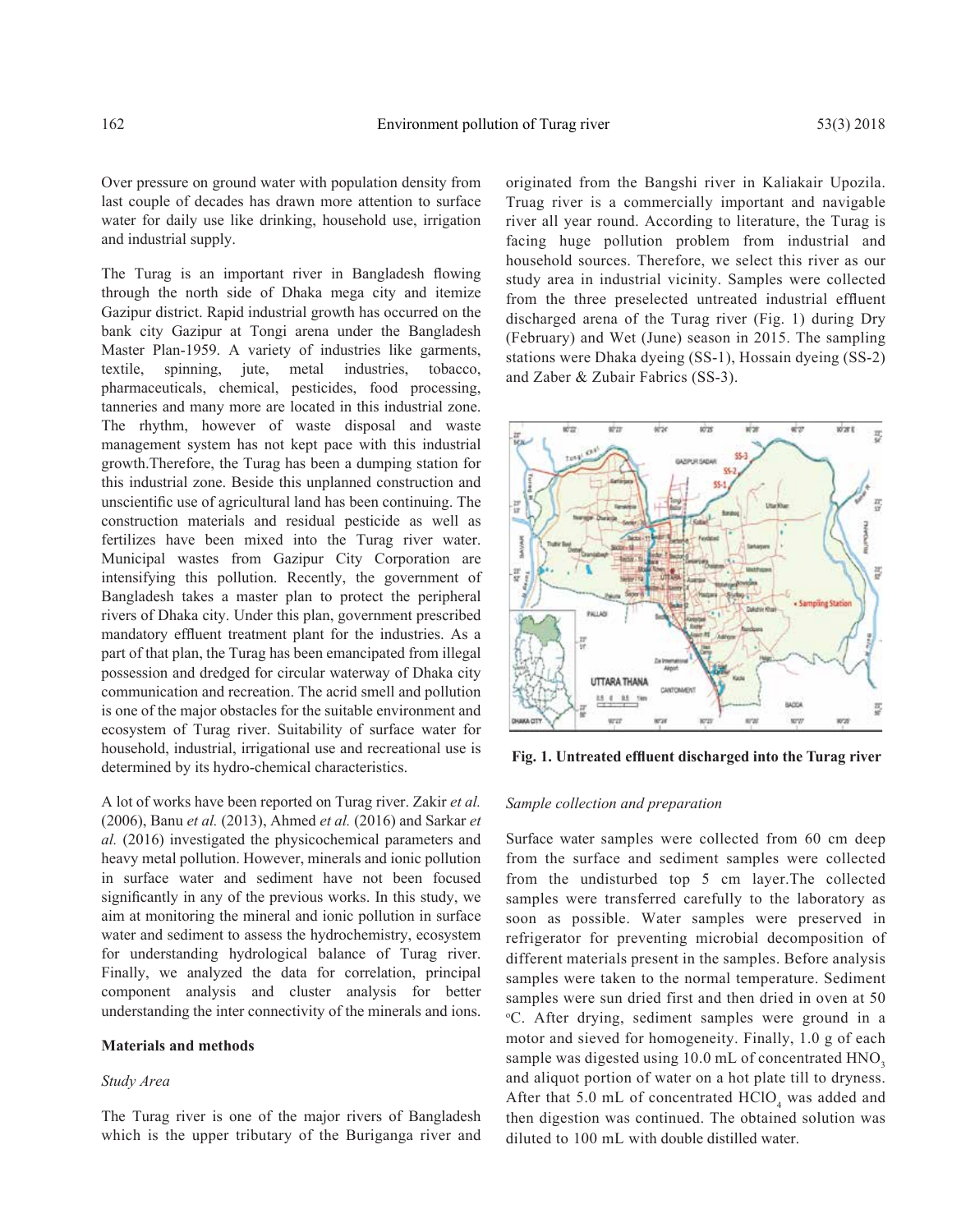Over pressure on ground water with population density from last couple of decades has drawn more attention to surface water for daily use like drinking, household use, irrigation and industrial supply.

The Turag is an important river in Bangladesh flowing through the north side of Dhaka mega city and itemize Gazipur district. Rapid industrial growth has occurred on the bank city Gazipur at Tongi arena under the Bangladesh Master Plan-1959. A variety of industries like garments, textile, spinning, jute, metal industries, tobacco, pharmaceuticals, chemical, pesticides, food processing, tanneries and many more are located in this industrial zone. The rhythm, however of waste disposal and waste management system has not kept pace with this industrial growth.Therefore, the Turag has been a dumping station for this industrial zone. Beside this unplanned construction and unscientific use of agricultural land has been continuing. The construction materials and residual pesticide as well as fertilizes have been mixed into the Turag river water. Municipal wastes from Gazipur City Corporation are intensifying this pollution. Recently, the government of Bangladesh takes a master plan to protect the peripheral rivers of Dhaka city. Under this plan, government prescribed mandatory effluent treatment plant for the industries. As a part of that plan, the Turag has been emancipated from illegal possession and dredged for circular waterway of Dhaka city communication and recreation. The acrid smell and pollution is one of the major obstacles for the suitable environment and ecosystem of Turag river. Suitability of surface water for household, industrial, irrigational use and recreational use is determined by its hydro-chemical characteristics.

A lot of works have been reported on Turag river. Zakir *et al.* (2006), Banu *et al.* (2013), Ahmed *et al.* (2016) and Sarkar *et al.* (2016) investigated the physicochemical parameters and heavy metal pollution. However, minerals and ionic pollution in surface water and sediment have not been focused significantly in any of the previous works. In this study, we aim at monitoring the mineral and ionic pollution in surface water and sediment to assess the hydrochemistry, ecosystem for understanding hydrological balance of Turag river. Finally, we analyzed the data for correlation, principal component analysis and cluster analysis for better understanding the inter connectivity of the minerals and ions.

## Materials and methods

### *Study Area*

The Turag river is one of the major rivers of Bangladesh which is the upper tributary of the Buriganga river and originated from the Bangshi river in Kaliakair Upozila. Truag river is a commercially important and navigable river all year round. According to literature, the Turag is facing huge pollution problem from industrial and household sources. Therefore, we select this river as our study area in industrial vicinity. Samples were collected from the three preselected untreated industrial effluent discharged arena of the Turag river (Fig. 1) during Dry (February) and Wet (June) season in 2015. The sampling stations were Dhaka dyeing (SS-1), Hossain dyeing (SS-2) and Zaber & Zubair Fabrics (SS-3).

**Fig. 1. Untreated effluent discharged into the Turag river**

### *Sample collection and preparation*

Surface water samples were collected from 60 cm deep from the surface and sediment samples were collected from the undisturbed top 5 cm layer.The collected samples were transferred carefully to the laboratory as soon as possible. Water samples were preserved in refrigerator for preventing microbial decomposition of different materials present in the samples. Before analysis samples were taken to the normal temperature. Sediment samples were sun dried first and then dried in oven at 50 $^{o}$C. After drying, sediment samples were ground in a motor and sieved for homogeneity. Finally, 1.0 g of each sample was digested using 10.0 mL of concentrated $HNO_3$ and aliquot portion of water on a hot plate till to dryness. After that 5.0 mL of concentrated $HClO_4$ was added and then digestion was continued. The obtained solution was diluted to 100 mL with double distilled water.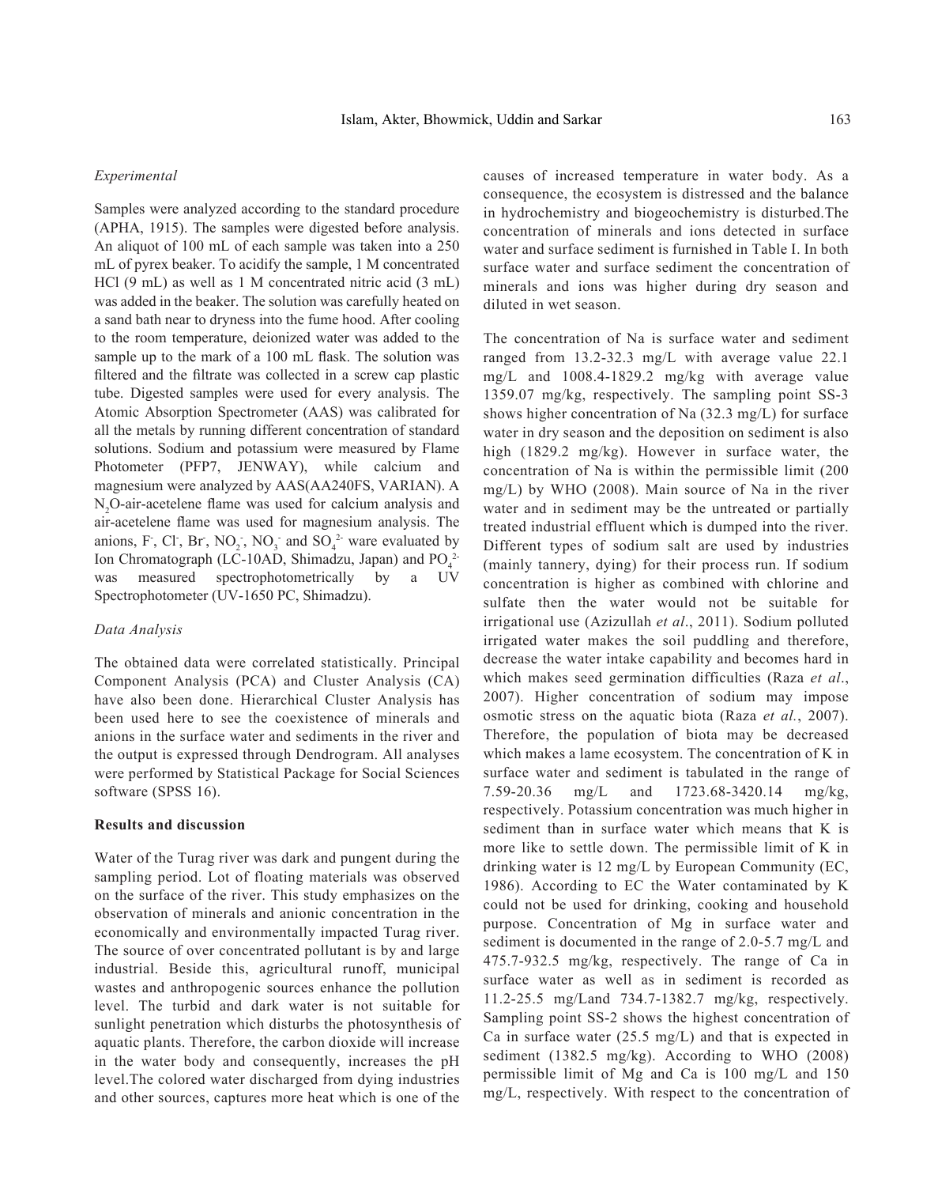*Experimental*

Samples were analyzed according to the standard procedure (APHA, 1915). The samples were digested before analysis. An aliquot of 100 mL of each sample was taken into a 250 mL of pyrex beaker. To acidify the sample, 1 M concentrated HCl (9 mL) as well as 1 M concentrated nitric acid (3 mL) was added in the beaker. The solution was carefully heated on a sand bath near to dryness into the fume hood. After cooling to the room temperature, deionized water was added to the sample up to the mark of a 100 mL flask. The solution was filtered and the filtrate was collected in a screw cap plastic tube. Digested samples were used for every analysis. The Atomic Absorption Spectrometer (AAS) was calibrated for all the metals by running different concentration of standard solutions. Sodium and potassium were measured by Flame Photometer (PFP7, JENWAY), while calcium and magnesium were analyzed by AAS(AA240FS, VARIAN). A $N_2O$-air-acetelene flame was used for calcium analysis and air-acetelene flame was used for magnesium analysis. The anions, $F^-$, $Cl^-$, $Br^-$, $NO_2^-$, $NO_3^-$ and $SO_4^{2-}$ ware evaluated by Ion Chromatograph (LC-10AD, Shimadzu, Japan) and $PO_4^{2-}$ was measured spectrophotometrically by a UV Spectrophotometer (UV-1650 PC, Shimadzu).

*Data Analysis*

The obtained data were correlated statistically. Principal Component Analysis (PCA) and Cluster Analysis (CA) have also been done. Hierarchical Cluster Analysis has been used here to see the coexistence of minerals and anions in the surface water and sediments in the river and the output is expressed through Dendrogram. All analyses were performed by Statistical Package for Social Sciences software (SPSS 16).

**Results and discussion**

Water of the Turag river was dark and pungent during the sampling period. Lot of floating materials was observed on the surface of the river. This study emphasizes on the observation of minerals and anionic concentration in the economically and environmentally impacted Turag river. The source of over concentrated pollutant is by and large industrial. Beside this, agricultural runoff, municipal wastes and anthropogenic sources enhance the pollution level. The turbid and dark water is not suitable for sunlight penetration which disturbs the photosynthesis of aquatic plants. Therefore, the carbon dioxide will increase in the water body and consequently, increases the pH level.The colored water discharged from dying industries and other sources, captures more heat which is one of the causes of increased temperature in water body. As a consequence, the ecosystem is distressed and the balance in hydrochemistry and biogeochemistry is disturbed.The concentration of minerals and ions detected in surface water and surface sediment is furnished in Table I. In both surface water and surface sediment the concentration of minerals and ions was higher during dry season and diluted in wet season.

The concentration of Na is surface water and sediment ranged from 13.2-32.3 mg/L with average value 22.1 mg/L and 1008.4-1829.2 mg/kg with average value 1359.07 mg/kg, respectively. The sampling point SS-3 shows higher concentration of Na (32.3 mg/L) for surface water in dry season and the deposition on sediment is also high (1829.2 mg/kg). However in surface water, the concentration of Na is within the permissible limit (200 mg/L) by WHO (2008). Main source of Na in the river water and in sediment may be the untreated or partially treated industrial effluent which is dumped into the river. Different types of sodium salt are used by industries (mainly tannery, dying) for their process run. If sodium concentration is higher as combined with chlorine and sulfate then the water would not be suitable for irrigational use (Azizullah *et al*., 2011). Sodium polluted irrigated water makes the soil puddling and therefore, decrease the water intake capability and becomes hard in which makes seed germination difficulties (Raza *et al*., 2007). Higher concentration of sodium may impose osmotic stress on the aquatic biota (Raza *et al.*, 2007). Therefore, the population of biota may be decreased which makes a lame ecosystem. The concentration of K in surface water and sediment is tabulated in the range of 7.59-20.36 mg/L and 1723.68-3420.14 mg/kg, respectively. Potassium concentration was much higher in sediment than in surface water which means that K is more like to settle down. The permissible limit of K in drinking water is 12 mg/L by European Community (EC, 1986). According to EC the Water contaminated by K could not be used for drinking, cooking and household purpose. Concentration of Mg in surface water and sediment is documented in the range of 2.0-5.7 mg/L and 475.7-932.5 mg/kg, respectively. The range of Ca in surface water as well as in sediment is recorded as 11.2-25.5 mg/Land 734.7-1382.7 mg/kg, respectively. Sampling point SS-2 shows the highest concentration of Ca in surface water (25.5 mg/L) and that is expected in sediment (1382.5 mg/kg). According to WHO (2008) permissible limit of Mg and Ca is 100 mg/L and 150 mg/L, respectively. With respect to the concentration of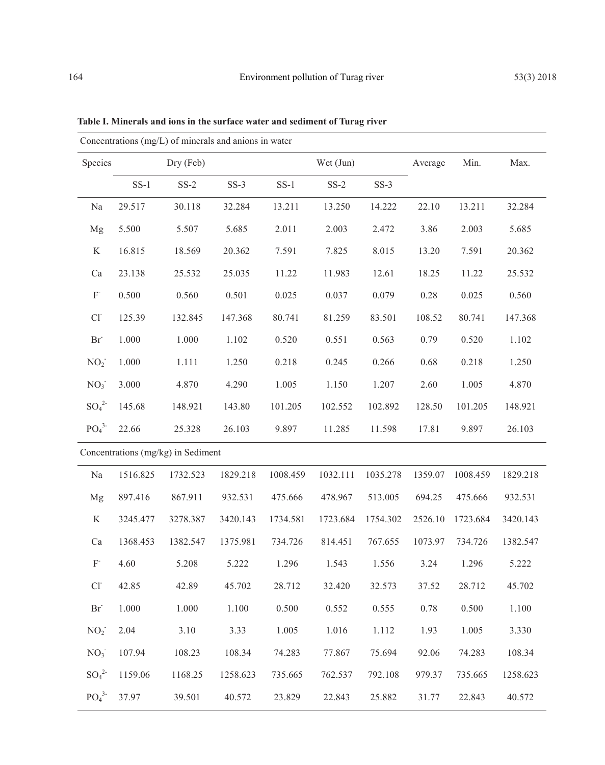**Table I. Minerals and ions in the surface water and sediment of Turag river**

| Concentrations (mg/L) of minerals and anions in water | | | | | | | | | |
|---|---|---|---|---|---|---|---|---|---|
| Species | Dry (Feb) | | | Wet (Jun) | | | Average | Min. | Max. |
| | SS-1 | SS-2 | SS-3 | SS-1 | SS-2 | SS-3 | | | |
| Na | 29.517 | 30.118 | 32.284 | 13.211 | 13.250 | 14.222 | 22.10 | 13.211 | 32.284 |
| Mg | 5.500 | 5.507 | 5.685 | 2.011 | 2.003 | 2.472 | 3.86 | 2.003 | 5.685 |
| K | 16.815 | 18.569 | 20.362 | 7.591 | 7.825 | 8.015 | 13.20 | 7.591 | 20.362 |
| Ca | 23.138 | 25.532 | 25.035 | 11.22 | 11.983 | 12.61 | 18.25 | 11.22 | 25.532 |
| $F^-$ | 0.500 | 0.560 | 0.501 | 0.025 | 0.037 | 0.079 | 0.28 | 0.025 | 0.560 |
| $Cl^-$ | 125.39 | 132.845 | 147.368 | 80.741 | 81.259 | 83.501 | 108.52 | 80.741 | 147.368 |
| $Br^-$ | 1.000 | 1.000 | 1.102 | 0.520 | 0.551 | 0.563 | 0.79 | 0.520 | 1.102 |
| $NO_2^-$ | 1.000 | 1.111 | 1.250 | 0.218 | 0.245 | 0.266 | 0.68 | 0.218 | 1.250 |
| $NO_3^-$ | 3.000 | 4.870 | 4.290 | 1.005 | 1.150 | 1.207 | 2.60 | 1.005 | 4.870 |
| $SO_4^{2-}$ | 145.68 | 148.921 | 143.80 | 101.205 | 102.552 | 102.892 | 128.50 | 101.205 | 148.921 |
| $PO_4^{3-}$ | 22.66 | 25.328 | 26.103 | 9.897 | 11.285 | 11.598 | 17.81 | 9.897 | 26.103 |
| **Concentrations (mg/kg) in Sediment** | | | | | | | | | |
| Na | 1516.825 | 1732.523 | 1829.218 | 1008.459 | 1032.111 | 1035.278 | 1359.07 | 1008.459 | 1829.218 |
| Mg | 897.416 | 867.911 | 932.531 | 475.666 | 478.967 | 513.005 | 694.25 | 475.666 | 932.531 |
| K | 3245.477 | 3278.387 | 3420.143 | 1734.581 | 1723.684 | 1754.302 | 2526.10 | 1723.684 | 3420.143 |
| Ca | 1368.453 | 1382.547 | 1375.981 | 734.726 | 814.451 | 767.655 | 1073.97 | 734.726 | 1382.547 |
| $F^-$ | 4.60 | 5.208 | 5.222 | 1.296 | 1.543 | 1.556 | 3.24 | 1.296 | 5.222 |
| $Cl^-$ | 42.85 | 42.89 | 45.702 | 28.712 | 32.420 | 32.573 | 37.52 | 28.712 | 45.702 |
| $Br^-$ | 1.000 | 1.000 | 1.100 | 0.500 | 0.552 | 0.555 | 0.78 | 0.500 | 1.100 |
| $NO_2^-$ | 2.04 | 3.10 | 3.33 | 1.005 | 1.016 | 1.112 | 1.93 | 1.005 | 3.330 |
| $NO_3^-$ | 107.94 | 108.23 | 108.34 | 74.283 | 77.867 | 75.694 | 92.06 | 74.283 | 108.34 |
| $SO_4^{2-}$ | 1159.06 | 1168.25 | 1258.623 | 735.665 | 762.537 | 792.108 | 979.37 | 735.665 | 1258.623 |
| $PO_4^{3-}$ | 37.97 | 39.501 | 40.572 | 23.829 | 22.843 | 25.882 | 31.77 | 22.843 | 40.572 |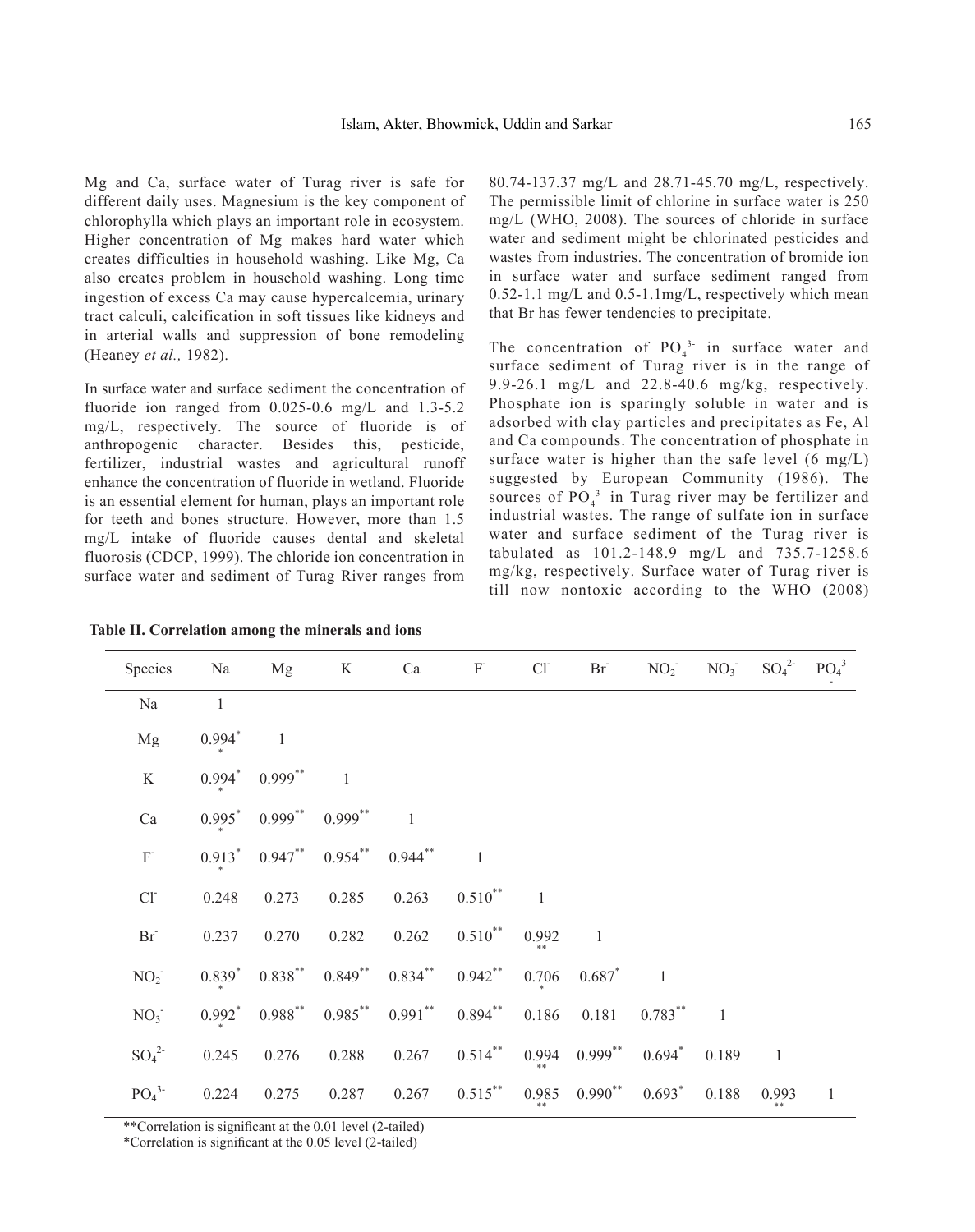Mg and Ca, surface water of Turag river is safe for different daily uses. Magnesium is the key component of chlorophylla which plays an important role in ecosystem. Higher concentration of Mg makes hard water which creates difficulties in household washing. Like Mg, Ca also creates problem in household washing. Long time ingestion of excess Ca may cause hypercalcemia, urinary tract calculi, calcification in soft tissues like kidneys and in arterial walls and suppression of bone remodeling (Heaney *et al.,* 1982).

In surface water and surface sediment the concentration of fluoride ion ranged from 0.025-0.6 mg/L and 1.3-5.2 mg/L, respectively. The source of fluoride is of anthropogenic character. Besides this, pesticide, fertilizer, industrial wastes and agricultural runoff enhance the concentration of fluoride in wetland. Fluoride is an essential element for human, plays an important role for teeth and bones structure. However, more than 1.5 mg/L intake of fluoride causes dental and skeletal fluorosis (CDCP, 1999). The chloride ion concentration in surface water and sediment of Turag River ranges from 80.74-137.37 mg/L and 28.71-45.70 mg/L, respectively. The permissible limit of chlorine in surface water is 250 mg/L (WHO, 2008). The sources of chloride in surface water and sediment might be chlorinated pesticides and wastes from industries. The concentration of bromide ion in surface water and surface sediment ranged from 0.52-1.1 mg/L and 0.5-1.1mg/L, respectively which mean that Br has fewer tendencies to precipitate.

The concentration of $PO_4^{3-}$ in surface water and surface sediment of Turag river is in the range of 9.9-26.1 mg/L and 22.8-40.6 mg/kg, respectively. Phosphate ion is sparingly soluble in water and is adsorbed with clay particles and precipitates as Fe, Al and Ca compounds. The concentration of phosphate in surface water is higher than the safe level (6 mg/L) suggested by European Community (1986). The sources of $PO_4^{3-}$ in Turag river may be fertilizer and industrial wastes. The range of sulfate ion in surface water and surface sediment of the Turag river is tabulated as 101.2-148.9 mg/L and 735.7-1258.6 mg/kg, respectively. Surface water of Turag river is till now nontoxic according to the WHO (2008)

**Table II. Correlation among the minerals and ions**

| Species | Na | Mg | K | Ca | $F^-$ | $Cl^-$ | $Br^-$ | $NO_2^-$ | $NO_3^-$ | $SO_4^{2-}$ | $PO_4^{3-}$ |
|---|---|---|---|---|---|---|---|---|---|---|---|
| Na | 1 | | | | | | | | | | |
| Mg | 0.994** | 1 | | | | | | | | | |
| K | 0.994** | 0.999** | 1 | | | | | | | | |
| Ca | 0.995** | 0.999** | 0.999** | 1 | | | | | | | |
| $F^-$ | 0.913** | 0.947** | 0.954** | 0.944** | 1 | | | | | | |
| $Cl^-$ | 0.248 | 0.273 | 0.285 | 0.263 | 0.510** | 1 | | | | | |
| $Br^-$ | 0.237 | 0.270 | 0.282 | 0.262 | 0.510** | 0.992** | 1 | | | | |
| $NO_2^-$ | 0.839** | 0.838** | 0.849** | 0.834** | 0.942** | 0.706* | 0.687* | 1 | | | |
| $NO_3^-$ | 0.992** | 0.988** | 0.985** | 0.991** | 0.894** | 0.186 | 0.181 | 0.783** | 1 | | |
| $SO_4^{2-}$ | 0.245 | 0.276 | 0.288 | 0.267 | 0.514** | 0.994** | 0.999** | 0.694* | 0.189 | 1 | |
| $PO_4^{3-}$ | 0.224 | 0.275 | 0.287 | 0.267 | 0.515** | 0.985** | 0.990** | 0.693* | 0.188 | 0.993** | 1 |

**Correlation is significant at the 0.01 level (2-tailed)

*Correlation is significant at the 0.05 level (2-tailed)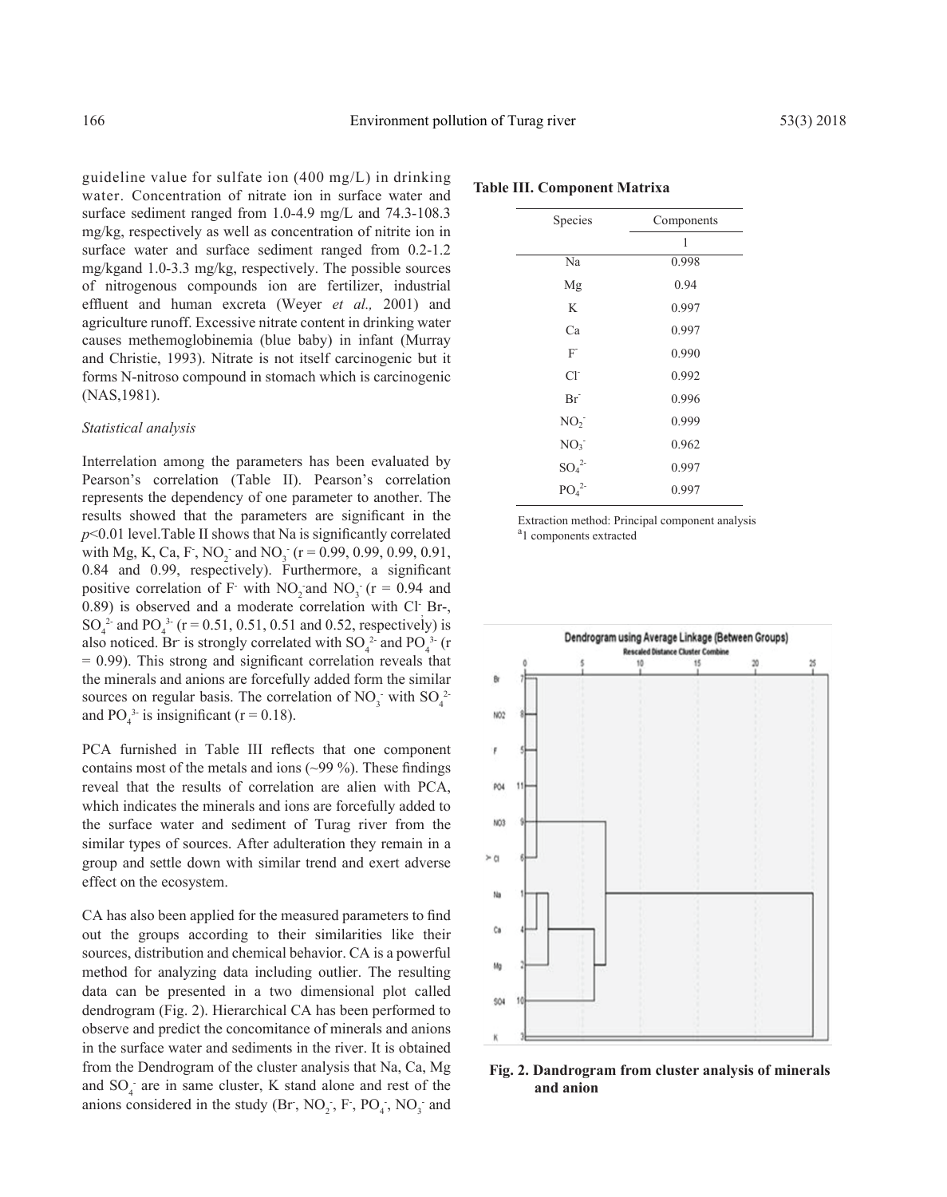guideline value for sulfate ion (400 mg/L) in drinking water. Concentration of nitrate ion in surface water and surface sediment ranged from 1.0-4.9 mg/L and 74.3-108.3 mg/kg, respectively as well as concentration of nitrite ion in surface water and surface sediment ranged from 0.2-1.2 mg/kgand 1.0-3.3 mg/kg, respectively. The possible sources of nitrogenous compounds ion are fertilizer, industrial effluent and human excreta (Weyer *et al.,* 2001) and agriculture runoff. Excessive nitrate content in drinking water causes methemoglobinemia (blue baby) in infant (Murray and Christie, 1993). Nitrate is not itself carcinogenic but it forms N-nitroso compound in stomach which is carcinogenic (NAS,1981).

*Statistical analysis*

Interrelation among the parameters has been evaluated by Pearson's correlation (Table II). Pearson's correlation represents the dependency of one parameter to another. The results showed that the parameters are significant in the $p$<0.01 level.Table II shows that Na is significantly correlated with Mg, K, Ca, $F^-$, $NO_2^-$ and $NO_3^-$ (r = 0.99, 0.99, 0.99, 0.91, 0.84 and 0.99, respectively). Furthermore, a significant positive correlation of $F^-$ with $NO_2^-$and $NO_3^-$ (r = 0.94 and 0.89) is observed and a moderate correlation with $Cl^-$ Br-, $SO_4^{2-}$ and $PO_4^{3-}$ (r = 0.51, 0.51, 0.51 and 0.52, respectively) is also noticed. $Br^-$ is strongly correlated with $SO_4^{2-}$ and $PO_4^{3-}$ (r = 0.99). This strong and significant correlation reveals that the minerals and anions are forcefully added form the similar sources on regular basis. The correlation of $NO_3^-$ with $SO_4^{2-}$ and $PO_4^{3-}$ is insignificant (r = 0.18).

PCA furnished in Table III reflects that one component contains most of the metals and ions (~99 %). These findings reveal that the results of correlation are alien with PCA, which indicates the minerals and ions are forcefully added to the surface water and sediment of Turag river from the similar types of sources. After adulteration they remain in a group and settle down with similar trend and exert adverse effect on the ecosystem.

CA has also been applied for the measured parameters to find out the groups according to their similarities like their sources, distribution and chemical behavior. CA is a powerful method for analyzing data including outlier. The resulting data can be presented in a two dimensional plot called dendrogram (Fig. 2). Hierarchical CA has been performed to observe and predict the concomitance of minerals and anions in the surface water and sediments in the river. It is obtained from the Dendrogram of the cluster analysis that Na, Ca, Mg and $SO_4^-$ are in same cluster, K stand alone and rest of the anions considered in the study ($Br^-$, $NO_2^-$, $F^-$, $PO_4^-$, $NO_3^-$ and

**Table III. Component Matrixa**

| Species | Components |
|---|---|
| | 1 |
| Na | 0.998 |
| Mg | 0.94 |
| K | 0.997 |
| Ca | 0.997 |
| $F^-$ | 0.990 |
| $Cl^-$ | 0.992 |
| $Br^-$ | 0.996 |
| $NO_2^-$ | 0.999 |
| $NO_3^-$ | 0.962 |
| $SO_4^{2-}$ | 0.997 |
| $PO_4^{2-}$ | 0.997 |

Extraction method: Principal component analysis
[a]1 components extracted

**Fig. 2. Dandrogram from cluster analysis of minerals and anion**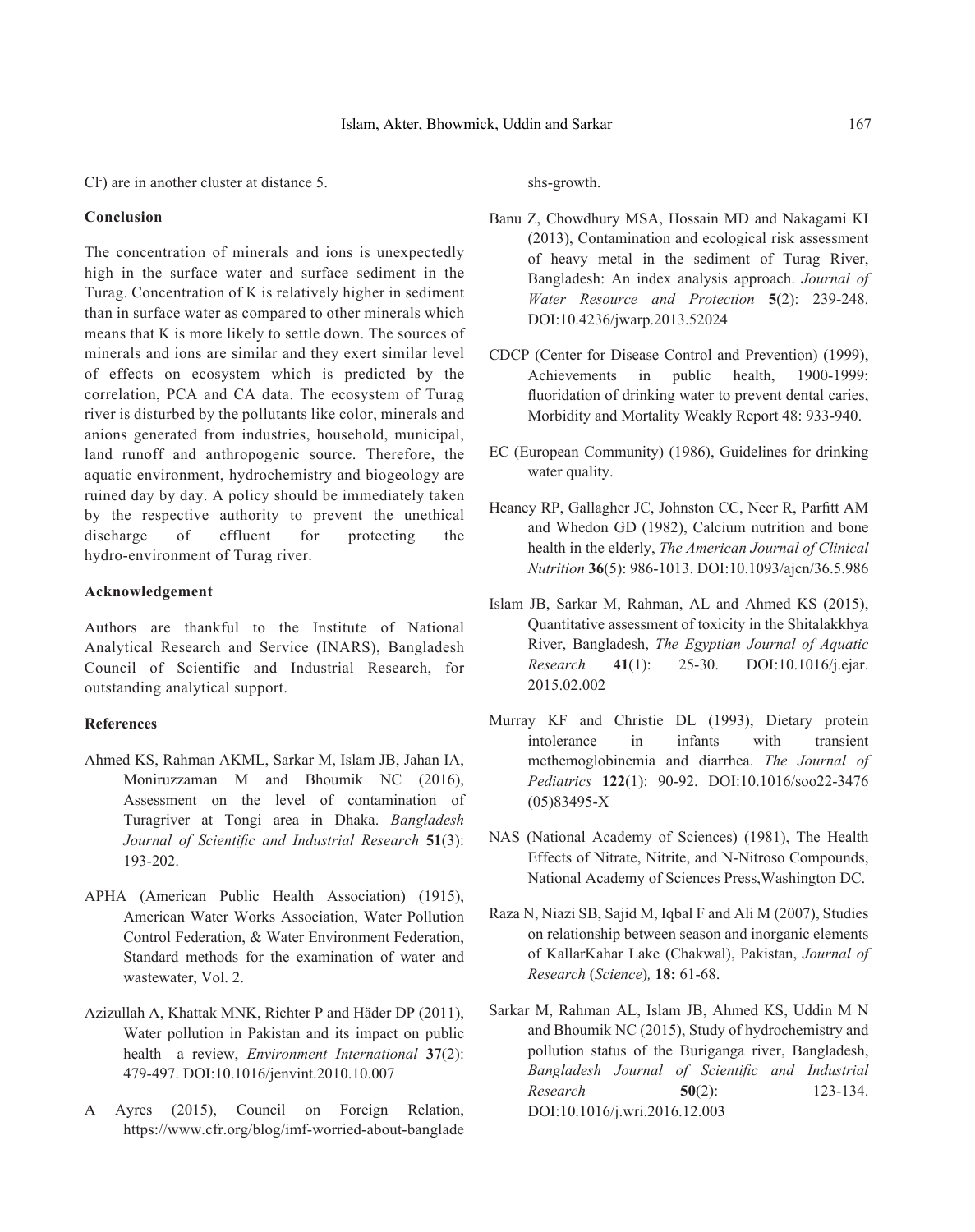$Cl^-$) are in another cluster at distance 5.

**Conclusion**

The concentration of minerals and ions is unexpectedly high in the surface water and surface sediment in the Turag. Concentration of K is relatively higher in sediment than in surface water as compared to other minerals which means that K is more likely to settle down. The sources of minerals and ions are similar and they exert similar level of effects on ecosystem which is predicted by the correlation, PCA and CA data. The ecosystem of Turag river is disturbed by the pollutants like color, minerals and anions generated from industries, household, municipal, land runoff and anthropogenic source. Therefore, the aquatic environment, hydrochemistry and biogeology are ruined day by day. A policy should be immediately taken by the respective authority to prevent the unethical discharge of effluent for protecting the hydro-environment of Turag river.

**Acknowledgement**

Authors are thankful to the Institute of National Analytical Research and Service (INARS), Bangladesh Council of Scientific and Industrial Research, for outstanding analytical support.

**References**

Ahmed KS, Rahman AKML, Sarkar M, Islam JB, Jahan IA, Moniruzzaman M and Bhoumik NC (2016), Assessment on the level of contamination of Turagriver at Tongi area in Dhaka. *Bangladesh Journal of Scientific and Industrial Research* **51**(3): 193-202.

APHA (American Public Health Association) (1915), American Water Works Association, Water Pollution Control Federation, & Water Environment Federation, Standard methods for the examination of water and wastewater, Vol. 2.

Azizullah A, Khattak MNK, Richter P and Häder DP (2011), Water pollution in Pakistan and its impact on public health—a review, *Environment International* **37**(2): 479-497. DOI:10.1016/jenvint.2010.10.007

A Ayres (2015), Council on Foreign Relation, https://www.cfr.org/blog/imf-worried-about-bangladeshs-growth.

Banu Z, Chowdhury MSA, Hossain MD and Nakagami KI (2013), Contamination and ecological risk assessment of heavy metal in the sediment of Turag River, Bangladesh: An index analysis approach. *Journal of Water Resource and Protection* **5**(2): 239-248. DOI:10.4236/jwarp.2013.52024

CDCP (Center for Disease Control and Prevention) (1999), Achievements in public health, 1900-1999: fluoridation of drinking water to prevent dental caries, Morbidity and Mortality Weakly Report 48: 933-940.

EC (European Community) (1986), Guidelines for drinking water quality.

Heaney RP, Gallagher JC, Johnston CC, Neer R, Parfitt AM and Whedon GD (1982), Calcium nutrition and bone health in the elderly, *The American Journal of Clinical Nutrition* **36**(5): 986-1013. DOI:10.1093/ajcn/36.5.986

Islam JB, Sarkar M, Rahman, AL and Ahmed KS (2015), Quantitative assessment of toxicity in the Shitalakkhya River, Bangladesh, *The Egyptian Journal of Aquatic Research* **41**(1): 25-30. DOI:10.1016/j.ejar.2015.02.002

Murray KF and Christie DL (1993), Dietary protein intolerance in infants with transient methemoglobinemia and diarrhea. *The Journal of Pediatrics* **122**(1): 90-92. DOI:10.1016/soo22-3476(05)83495-X

NAS (National Academy of Sciences) (1981), The Health Effects of Nitrate, Nitrite, and N-Nitroso Compounds, National Academy of Sciences Press,Washington DC.

Raza N, Niazi SB, Sajid M, Iqbal F and Ali M (2007), Studies on relationship between season and inorganic elements of KallarKahar Lake (Chakwal), Pakistan, *Journal of Research* (*Science*)*,* **18:** 61-68.

Sarkar M, Rahman AL, Islam JB, Ahmed KS, Uddin M N and Bhoumik NC (2015), Study of hydrochemistry and pollution status of the Buriganga river, Bangladesh, *Bangladesh Journal of Scientific and Industrial Research* **50**(2): 123-134. DOI:10.1016/j.wri.2016.12.003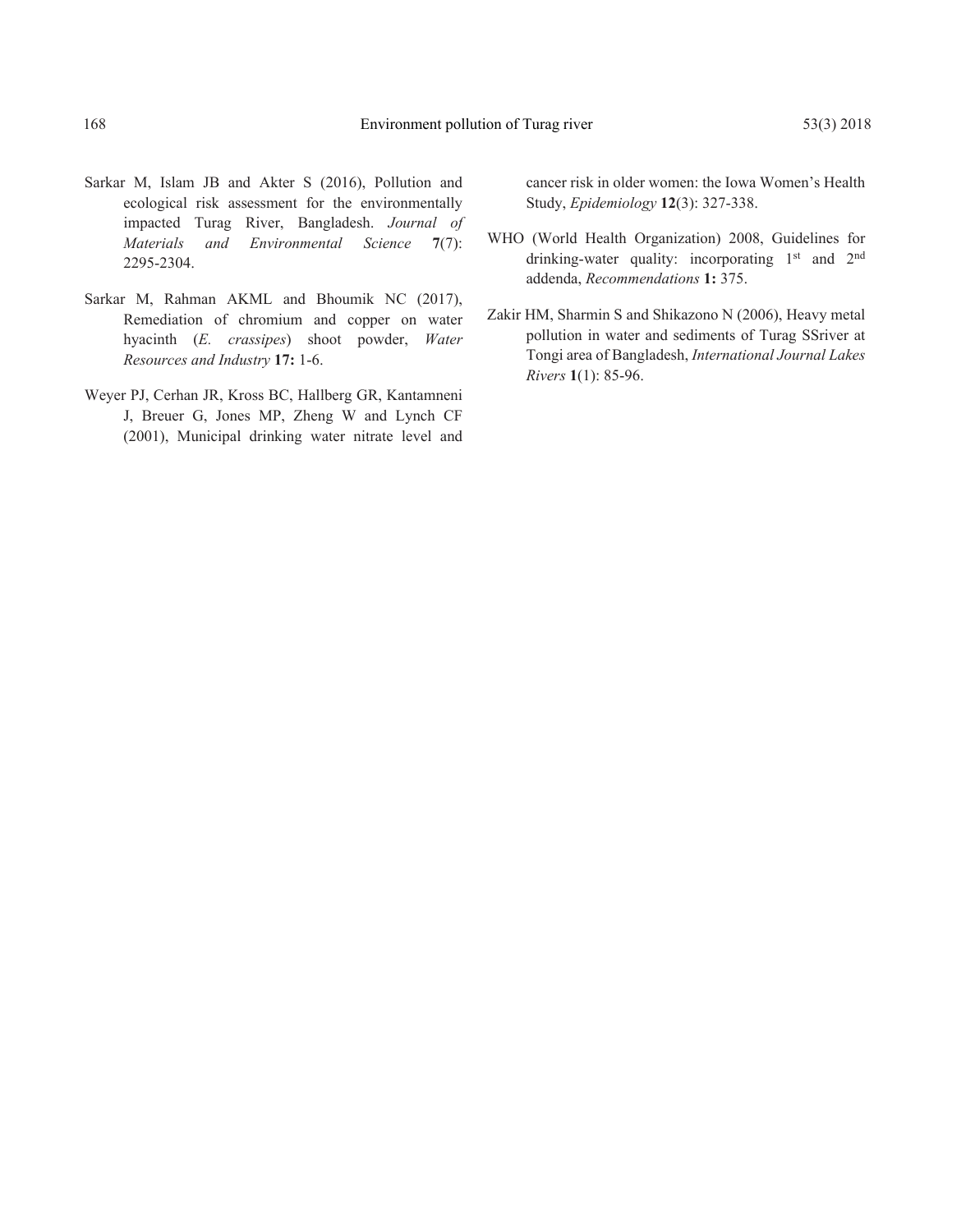Sarkar M, Islam JB and Akter S (2016), Pollution and ecological risk assessment for the environmentally impacted Turag River, Bangladesh. *Journal of Materials and Environmental Science* **7**(7): 2295-2304.

Sarkar M, Rahman AKML and Bhoumik NC (2017), Remediation of chromium and copper on water hyacinth (*E. crassipes*) shoot powder, *Water Resources and Industry* **17:** 1-6.

Weyer PJ, Cerhan JR, Kross BC, Hallberg GR, Kantamneni J, Breuer G, Jones MP, Zheng W and Lynch CF (2001), Municipal drinking water nitrate level and cancer risk in older women: the Iowa Women's Health Study, *Epidemiology* **12**(3): 327-338.

WHO (World Health Organization) 2008, Guidelines for drinking-water quality: incorporating 1st and 2nd addenda, *Recommendations* **1:** 375.

Zakir HM, Sharmin S and Shikazono N (2006), Heavy metal pollution in water and sediments of Turag SSriver at Tongi area of Bangladesh, *International Journal Lakes Rivers* **1**(1): 85-96.